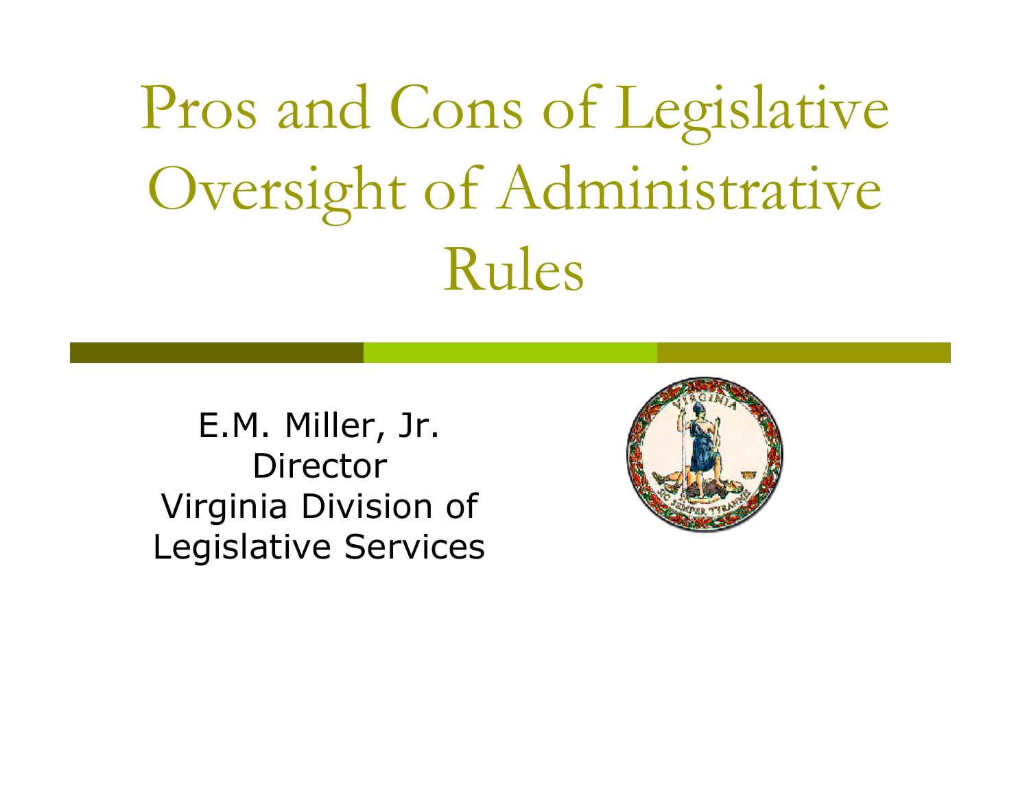# Pros and Cons of Legislative Oversight of Administrative Rules

E.M. Miller, Jr.
Director
Virginia Division of Legislative Services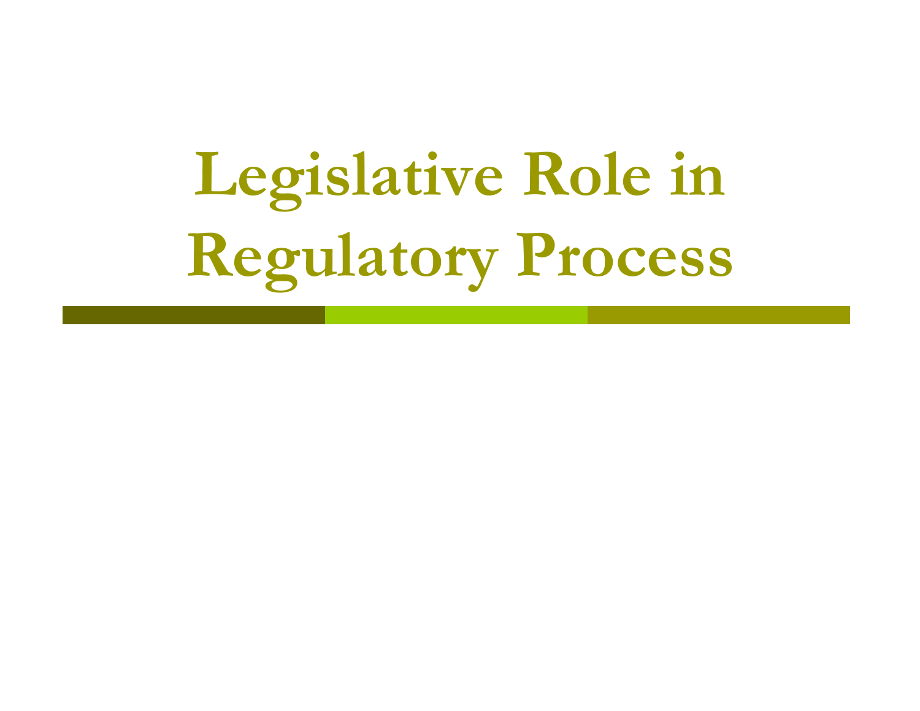# Legislative Role in Regulatory Process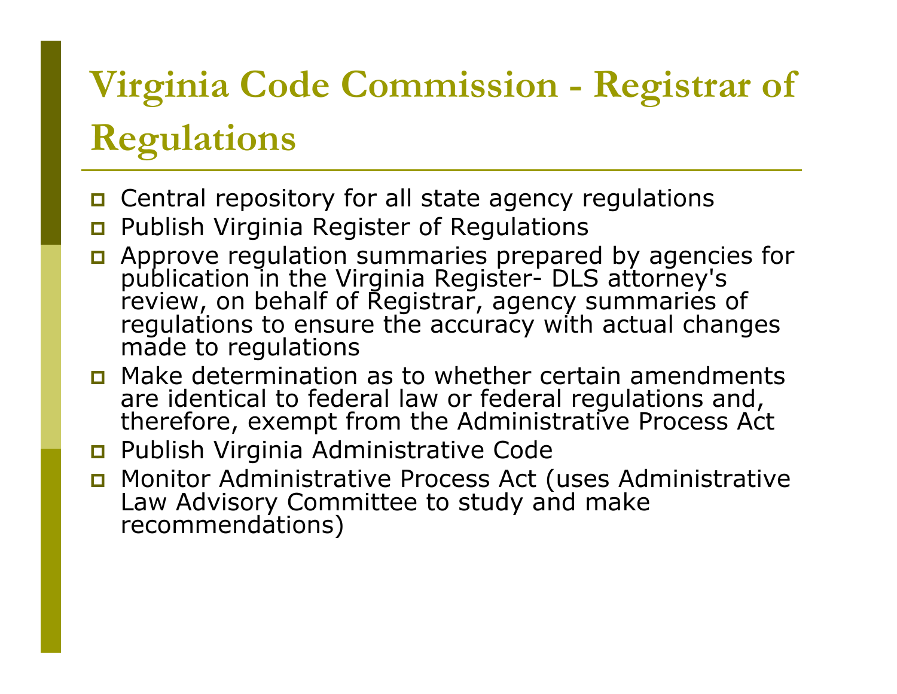# Virginia Code Commission - Registrar of Regulations

- Central repository for all state agency regulations
- Publish Virginia Register of Regulations
- Approve regulation summaries prepared by agencies for publication in the Virginia Register- DLS attorney's review, on behalf of Registrar, agency summaries of regulations to ensure the accuracy with actual changes made to regulations
- Make determination as to whether certain amendments are identical to federal law or federal regulations and, therefore, exempt from the Administrative Process Act
- Publish Virginia Administrative Code
- Monitor Administrative Process Act (uses Administrative Law Advisory Committee to study and make recommendations)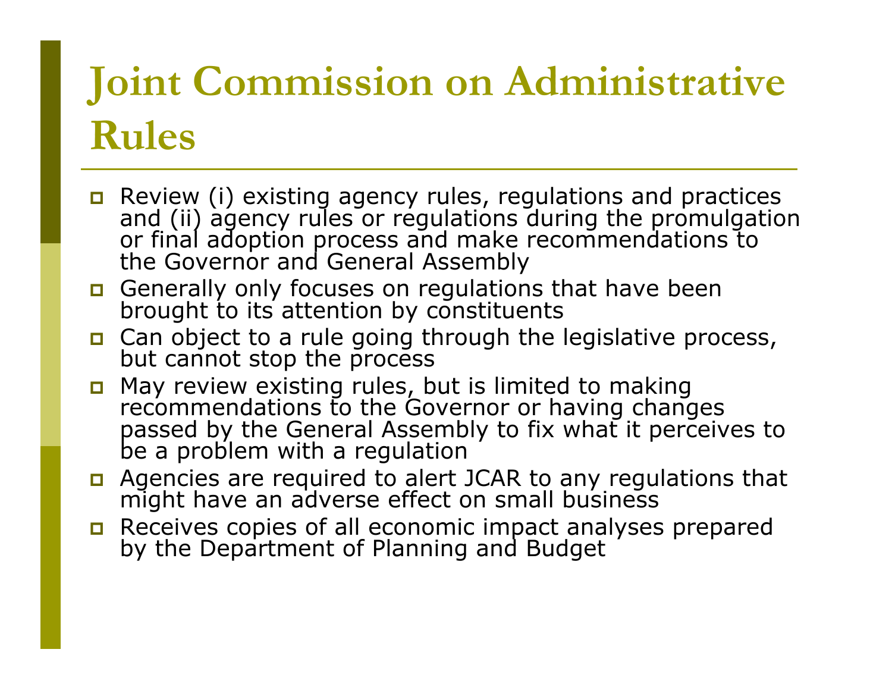# Joint Commission on Administrative Rules

- Review (i) existing agency rules, regulations and practices and (ii) agency rules or regulations during the promulgation or final adoption process and make recommendations to the Governor and General Assembly
- Generally only focuses on regulations that have been brought to its attention by constituents
- Can object to a rule going through the legislative process, but cannot stop the process
- May review existing rules, but is limited to making recommendations to the Governor or having changes passed by the General Assembly to fix what it perceives to be a problem with a regulation
- Agencies are required to alert JCAR to any regulations that might have an adverse effect on small business
- Receives copies of all economic impact analyses prepared by the Department of Planning and Budget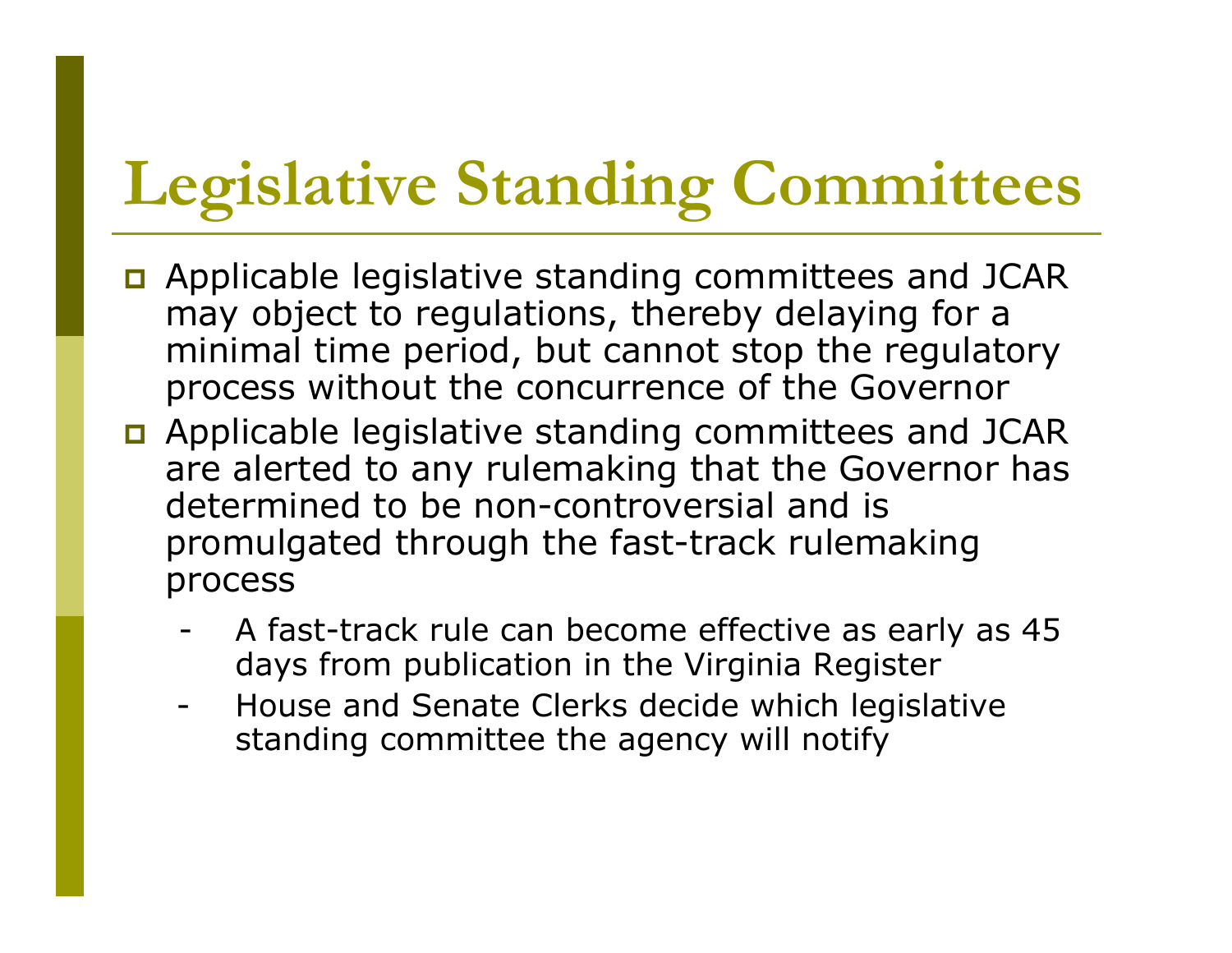# Legislative Standing Committees

- Applicable legislative standing committees and JCAR may object to regulations, thereby delaying for a minimal time period, but cannot stop the regulatory process without the concurrence of the Governor
- Applicable legislative standing committees and JCAR are alerted to any rulemaking that the Governor has determined to be non-controversial and is promulgated through the fast-track rulemaking process
  - A fast-track rule can become effective as early as 45 days from publication in the Virginia Register
  - House and Senate Clerks decide which legislative standing committee the agency will notify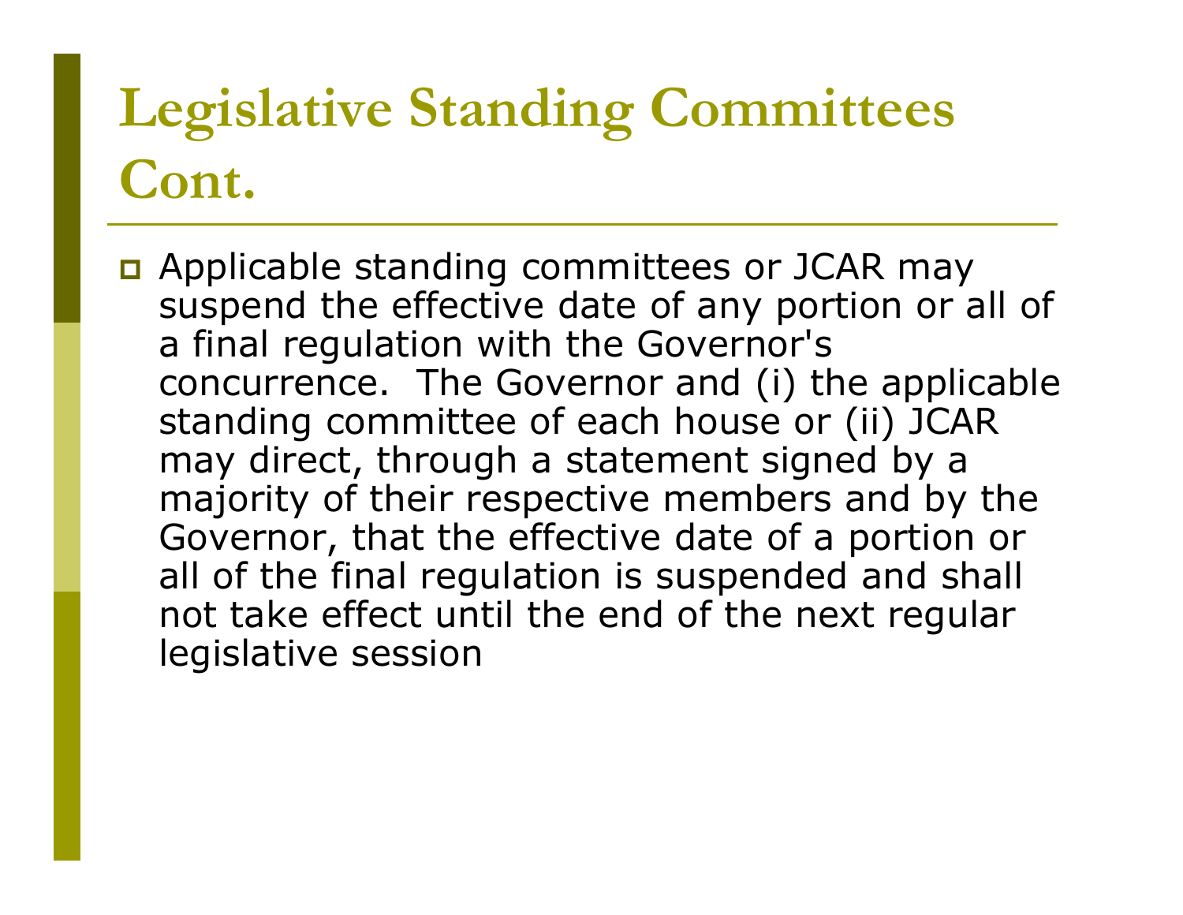# Legislative Standing Committees Cont.

- Applicable standing committees or JCAR may suspend the effective date of any portion or all of a final regulation with the Governor's concurrence. The Governor and (i) the applicable standing committee of each house or (ii) JCAR may direct, through a statement signed by a majority of their respective members and by the Governor, that the effective date of a portion or all of the final regulation is suspended and shall not take effect until the end of the next regular legislative session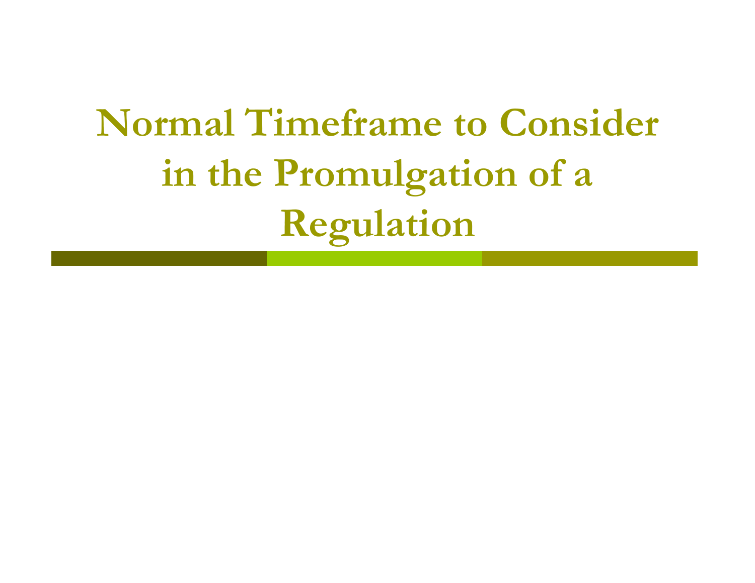# Normal Timeframe to Consider in the Promulgation of a Regulation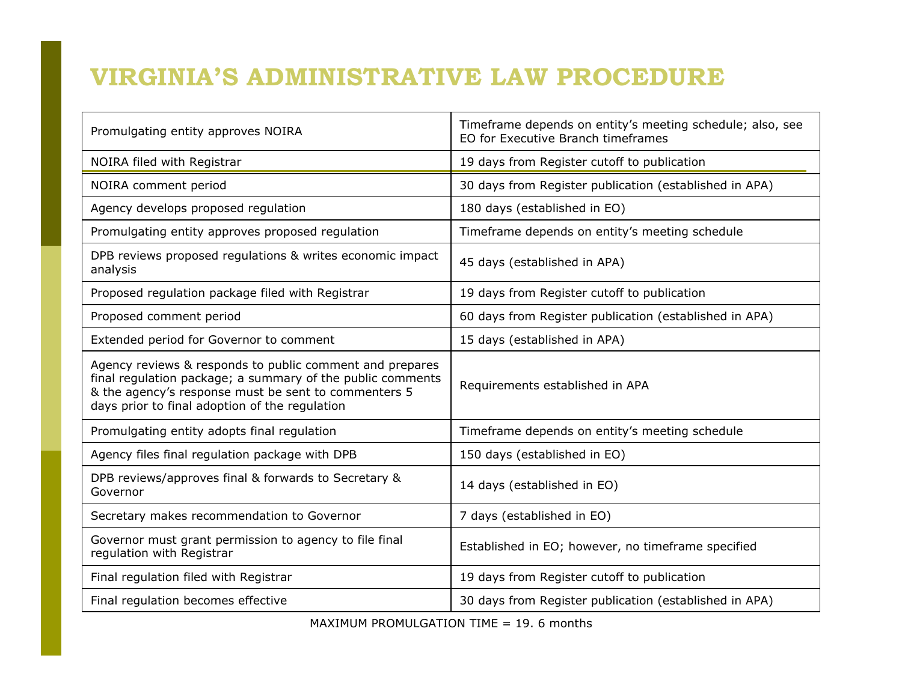# VIRGINIA'S ADMINISTRATIVE LAW PROCEDURE

| Step | Timeframe |
|---|---|
| Promulgating entity approves NOIRA | Timeframe depends on entity's meeting schedule; also, see EO for Executive Branch timeframes |
| NOIRA filed with Registrar | 19 days from Register cutoff to publication |
| NOIRA comment period | 30 days from Register publication (established in APA) |
| Agency develops proposed regulation | 180 days (established in EO) |
| Promulgating entity approves proposed regulation | Timeframe depends on entity's meeting schedule |
| DPB reviews proposed regulations & writes economic impact analysis | 45 days (established in APA) |
| Proposed regulation package filed with Registrar | 19 days from Register cutoff to publication |
| Proposed comment period | 60 days from Register publication (established in APA) |
| Extended period for Governor to comment | 15 days (established in APA) |
| Agency reviews & responds to public comment and prepares final regulation package; a summary of the public comments & the agency's response must be sent to commenters 5 days prior to final adoption of the regulation | Requirements established in APA |
| Promulgating entity adopts final regulation | Timeframe depends on entity's meeting schedule |
| Agency files final regulation package with DPB | 150 days (established in EO) |
| DPB reviews/approves final & forwards to Secretary & Governor | 14 days (established in EO) |
| Secretary makes recommendation to Governor | 7 days (established in EO) |
| Governor must grant permission to agency to file final regulation with Registrar | Established in EO; however, no timeframe specified |
| Final regulation filed with Registrar | 19 days from Register cutoff to publication |
| Final regulation becomes effective | 30 days from Register publication (established in APA) |

MAXIMUM PROMULGATION TIME = 19. 6 months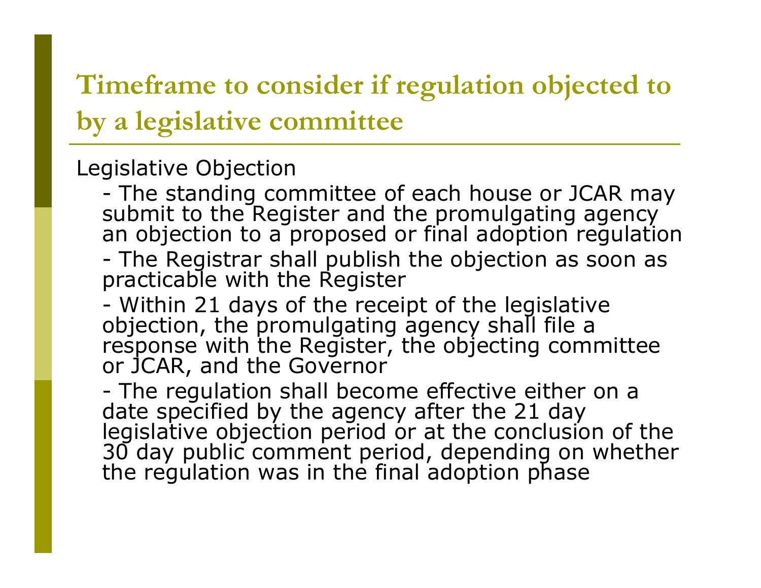# Timeframe to consider if regulation objected to by a legislative committee

Legislative Objection

- The standing committee of each house or JCAR may submit to the Register and the promulgating agency an objection to a proposed or final adoption regulation
- The Registrar shall publish the objection as soon as practicable with the Register
- Within 21 days of the receipt of the legislative objection, the promulgating agency shall file a response with the Register, the objecting committee or JCAR, and the Governor
- The regulation shall become effective either on a date specified by the agency after the 21 day legislative objection period or at the conclusion of the 30 day public comment period, depending on whether the regulation was in the final adoption phase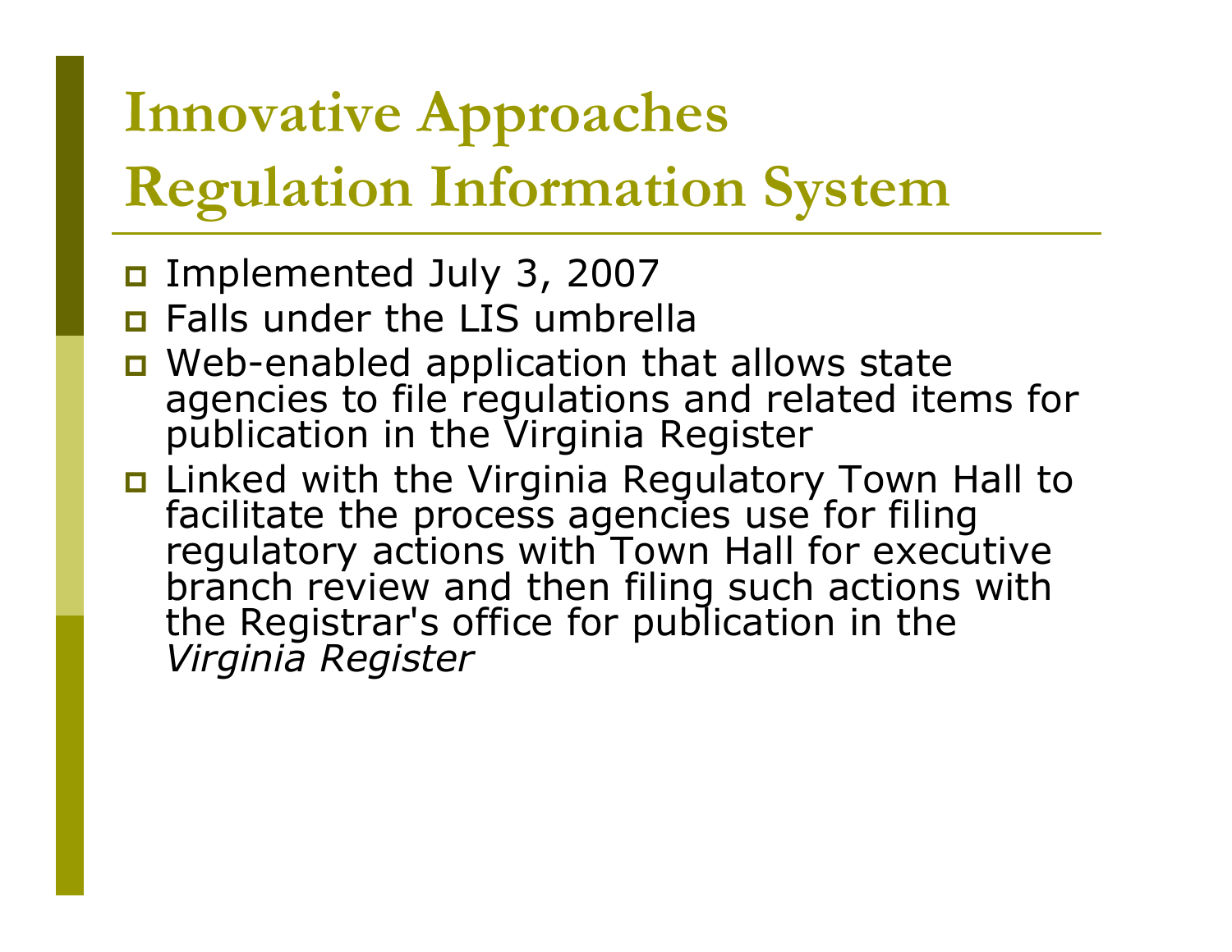# Innovative Approaches
# Regulation Information System

- Implemented July 3, 2007
- Falls under the LIS umbrella
- Web-enabled application that allows state agencies to file regulations and related items for publication in the Virginia Register
- Linked with the Virginia Regulatory Town Hall to facilitate the process agencies use for filing regulatory actions with Town Hall for executive branch review and then filing such actions with the Registrar's office for publication in the *Virginia Register*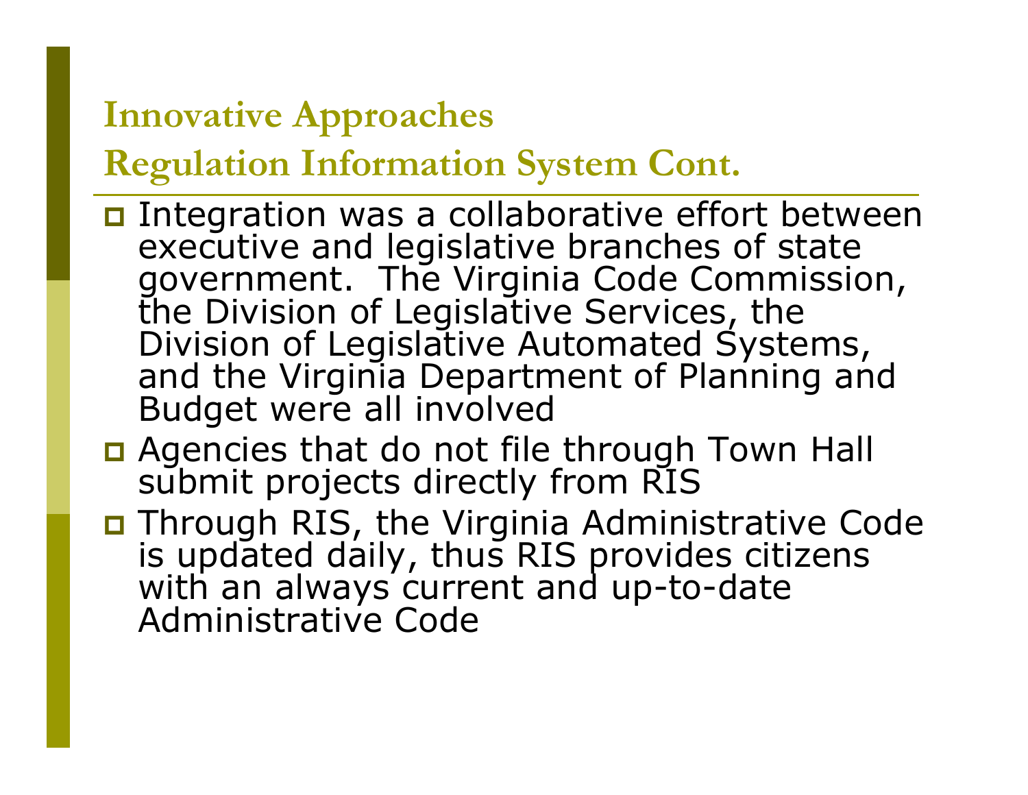## Innovative Approaches
## Regulation Information System Cont.

- Integration was a collaborative effort between executive and legislative branches of state government. The Virginia Code Commission, the Division of Legislative Services, the Division of Legislative Automated Systems, and the Virginia Department of Planning and Budget were all involved
- Agencies that do not file through Town Hall submit projects directly from RIS
- Through RIS, the Virginia Administrative Code is updated daily, thus RIS provides citizens with an always current and up-to-date Administrative Code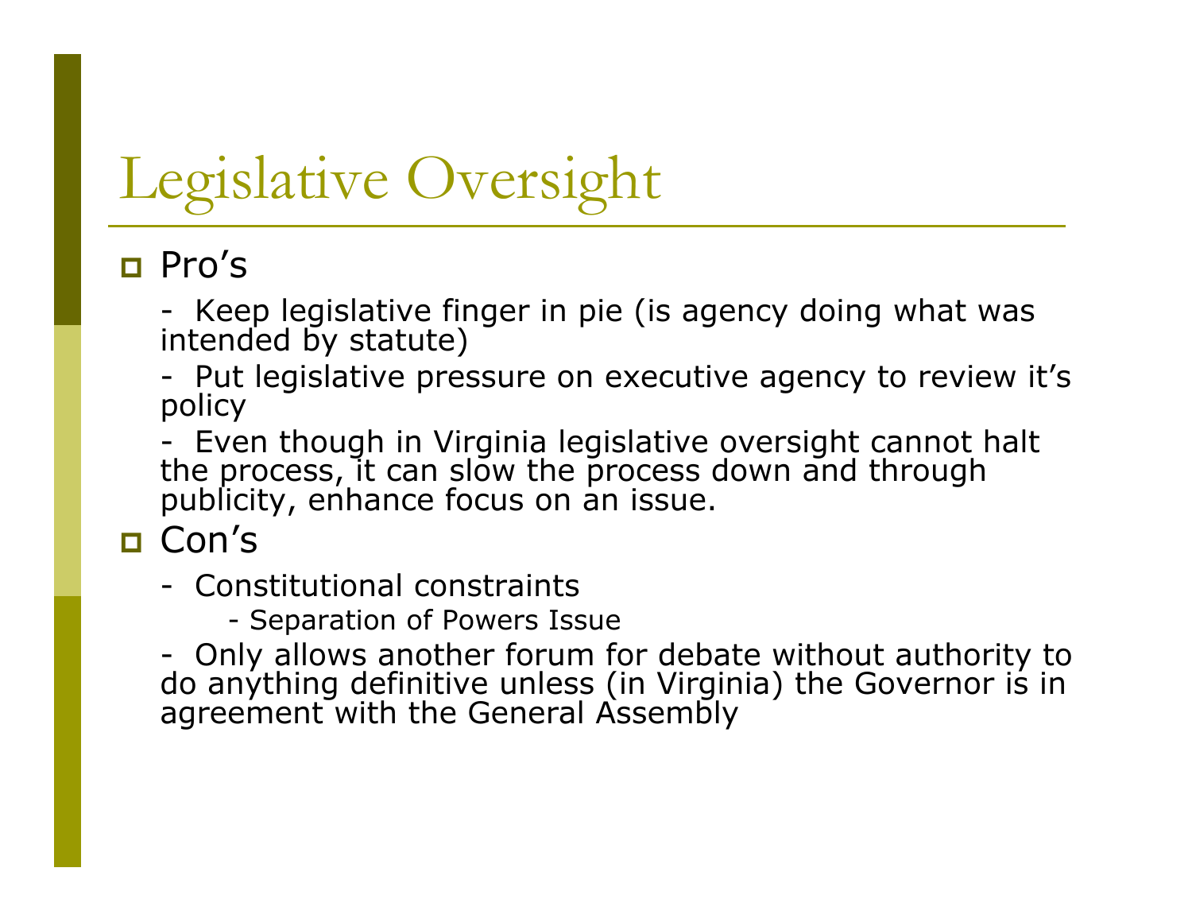# Legislative Oversight

- Pro's
  - Keep legislative finger in pie (is agency doing what was intended by statute)
  - Put legislative pressure on executive agency to review it's policy
  - Even though in Virginia legislative oversight cannot halt the process, it can slow the process down and through publicity, enhance focus on an issue.
- Con's
  - Constitutional constraints
    - Separation of Powers Issue
  - Only allows another forum for debate without authority to do anything definitive unless (in Virginia) the Governor is in agreement with the General Assembly